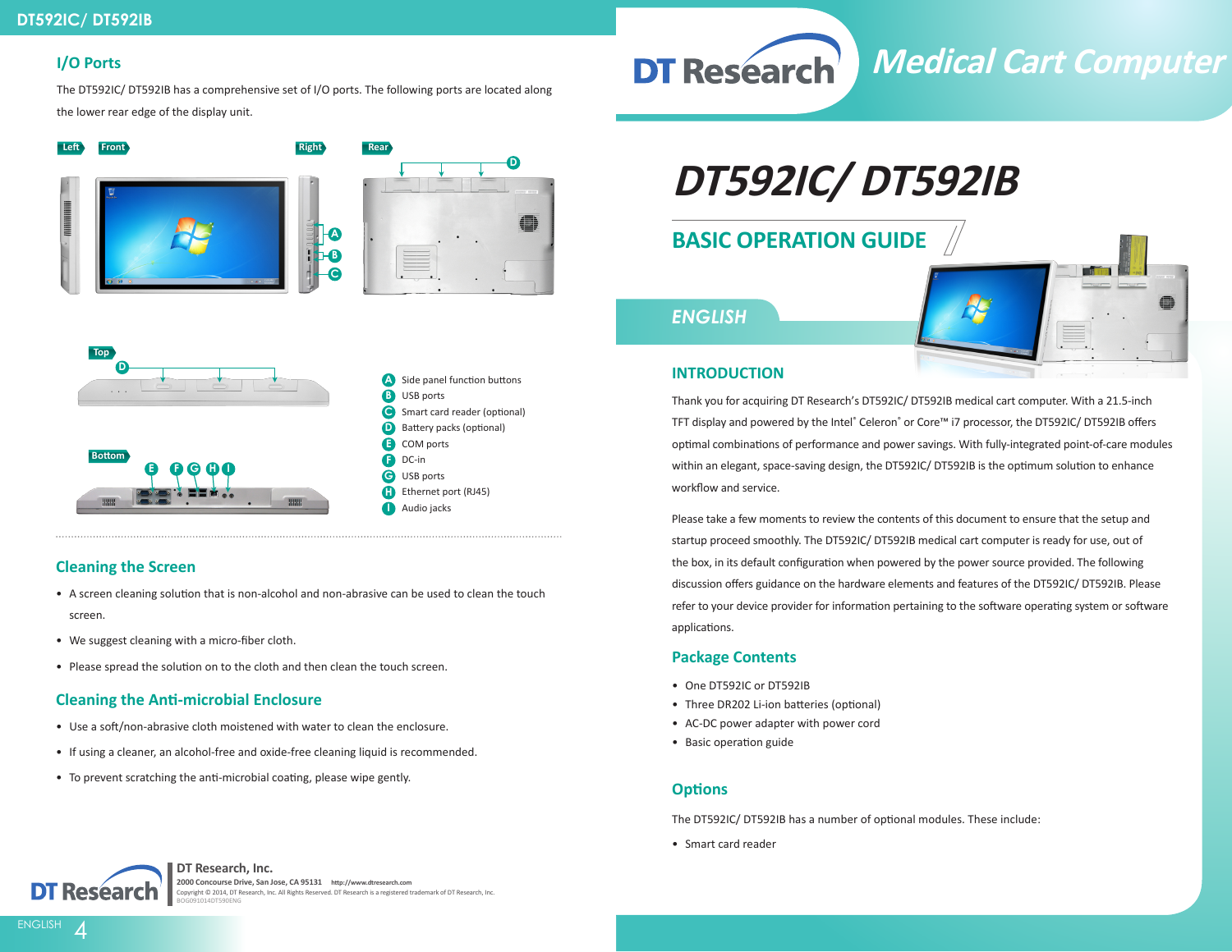## I/O Ports

The DT592IC/ DT592IB has a comprehensive set of I/O ports. The following ports are located along the lower rear edge of the display unit.

Left Front Right Rear

Top

Bottom

- A Side panel function buttons
- B USB ports
- C Smart card reader (optional)
- D Battery packs (optional)
- E COM ports
- F DC-in
- G USB ports
- H Ethernet port (RJ45)
- I Audio jacks

## Cleaning the Screen

- A screen cleaning solution that is non-alcohol and non-abrasive can be used to clean the touch screen.
- We suggest cleaning with a micro-fiber cloth.
- Please spread the solution on to the cloth and then clean the touch screen.

## Cleaning the Anti-microbial Enclosure

- Use a soft/non-abrasive cloth moistened with water to clean the enclosure.
- If using a cleaner, an alcohol-free and oxide-free cleaning liquid is recommended.
- To prevent scratching the anti-microbial coating, please wipe gently.

DT Research, Inc.
2000 Concourse Drive, San Jose, CA 95131 http://www.dtresearch.com
Copyright © 2014, DT Research, Inc. All Rights Reserved. DT Research is a registered trademark of DT Research, Inc.
BOG091014DT590ENG

DT Research — Medical Cart Computer

# DT592IC/ DT592IB

## BASIC OPERATION GUIDE

*ENGLISH*

## INTRODUCTION

Thank you for acquiring DT Research's DT592IC/ DT592IB medical cart computer. With a 21.5-inch TFT display and powered by the Intel® Celeron® or Core™ i7 processor, the DT592IC/ DT592IB offers optimal combinations of performance and power savings. With fully-integrated point-of-care modules within an elegant, space-saving design, the DT592IC/ DT592IB is the optimum solution to enhance workflow and service.

Please take a few moments to review the contents of this document to ensure that the setup and startup proceed smoothly. The DT592IC/ DT592IB medical cart computer is ready for use, out of the box, in its default configuration when powered by the power source provided. The following discussion offers guidance on the hardware elements and features of the DT592IC/ DT592IB. Please refer to your device provider for information pertaining to the software operating system or software applications.

## Package Contents

- One DT592IC or DT592IB
- Three DR202 Li-ion batteries (optional)
- AC-DC power adapter with power cord
- Basic operation guide

## Options

The DT592IC/ DT592IB has a number of optional modules. These include:

- Smart card reader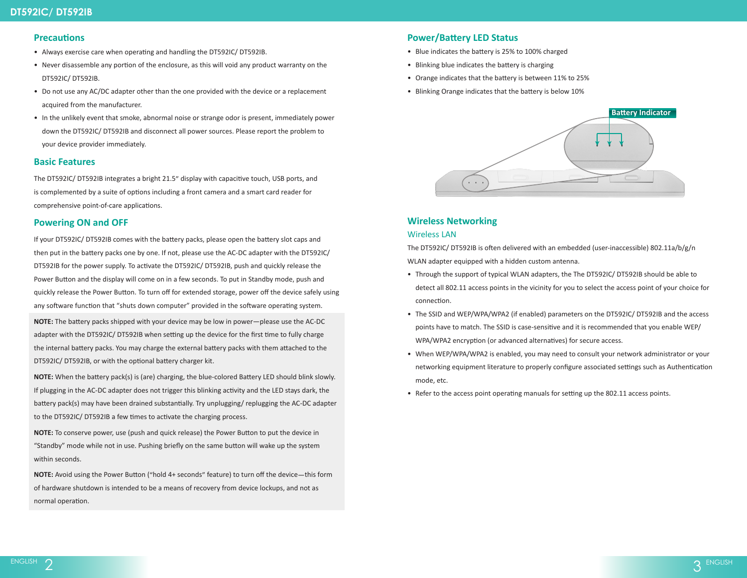## Precautions

- Always exercise care when operating and handling the DT592IC/ DT592IB.
- Never disassemble any portion of the enclosure, as this will void any product warranty on the DT592IC/ DT592IB.
- Do not use any AC/DC adapter other than the one provided with the device or a replacement acquired from the manufacturer.
- In the unlikely event that smoke, abnormal noise or strange odor is present, immediately power down the DT592IC/ DT592IB and disconnect all power sources. Please report the problem to your device provider immediately.

## Basic Features

The DT592IC/ DT592IB integrates a bright 21.5" display with capacitive touch, USB ports, and is complemented by a suite of options including a front camera and a smart card reader for comprehensive point-of-care applications.

## Powering ON and OFF

If your DT592IC/ DT592IB comes with the battery packs, please open the battery slot caps and then put in the battery packs one by one. If not, please use the AC-DC adapter with the DT592IC/ DT592IB for the power supply. To activate the DT592IC/ DT592IB, push and quickly release the Power Button and the display will come on in a few seconds. To put in Standby mode, push and quickly release the Power Button. To turn off for extended storage, power off the device safely using any software function that "shuts down computer" provided in the software operating system.

**NOTE:** The battery packs shipped with your device may be low in power—please use the AC-DC adapter with the DT592IC/ DT592IB when setting up the device for the first time to fully charge the internal battery packs. You may charge the external battery packs with them attached to the DT592IC/ DT592IB, or with the optional battery charger kit.

**NOTE:** When the battery pack(s) is (are) charging, the blue-colored Battery LED should blink slowly. If plugging in the AC-DC adapter does not trigger this blinking activity and the LED stays dark, the battery pack(s) may have been drained substantially. Try unplugging/ replugging the AC-DC adapter to the DT592IC/ DT592IB a few times to activate the charging process.

**NOTE:** To conserve power, use (push and quick release) the Power Button to put the device in "Standby" mode while not in use. Pushing briefly on the same button will wake up the system within seconds.

**NOTE:** Avoid using the Power Button ("hold 4+ seconds" feature) to turn off the device—this form of hardware shutdown is intended to be a means of recovery from device lockups, and not as normal operation.

## Power/Battery LED Status

- Blue indicates the battery is 25% to 100% charged
- Blinking blue indicates the battery is charging
- Orange indicates that the battery is between 11% to 25%
- Blinking Orange indicates that the battery is below 10%

Battery Indicator

## Wireless Networking

### Wireless LAN

The DT592IC/ DT592IB is often delivered with an embedded (user-inaccessible) 802.11a/b/g/n WLAN adapter equipped with a hidden custom antenna.

- Through the support of typical WLAN adapters, the The DT592IC/ DT592IB should be able to detect all 802.11 access points in the vicinity for you to select the access point of your choice for connection.
- The SSID and WEP/WPA/WPA2 (if enabled) parameters on the DT592IC/ DT592IB and the access points have to match. The SSID is case-sensitive and it is recommended that you enable WEP/ WPA/WPA2 encryption (or advanced alternatives) for secure access.
- When WEP/WPA/WPA2 is enabled, you may need to consult your network administrator or your networking equipment literature to properly configure associated settings such as Authentication mode, etc.
- Refer to the access point operating manuals for setting up the 802.11 access points.